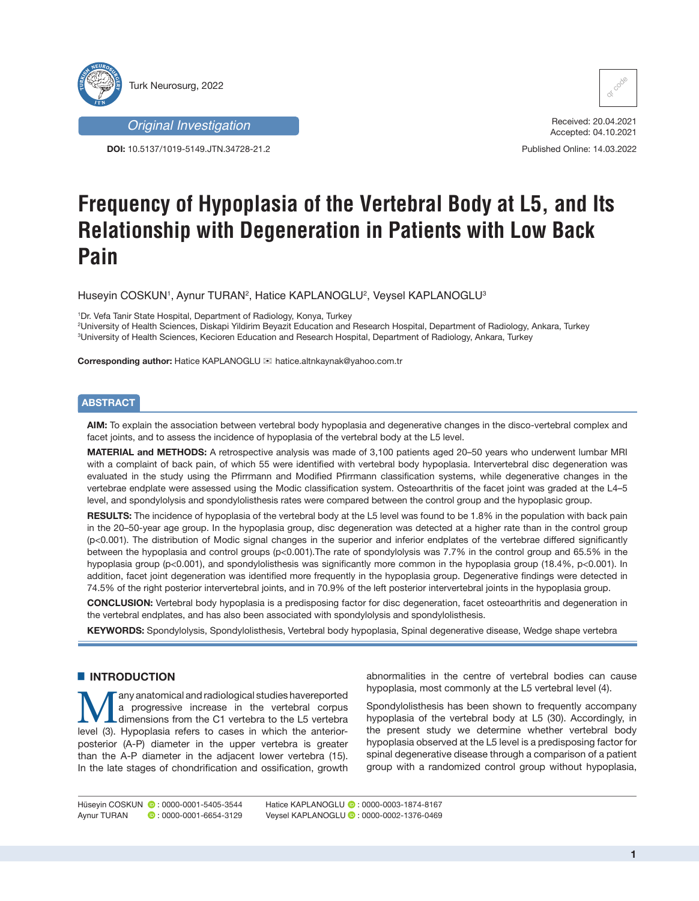Original Investigation

DOI: 10.5137/1019-5149.JTN.34728-21.2

Received: 20.04.2021
Accepted: 04.10.2021

Published Online: 14.03.2022

# Frequency of Hypoplasia of the Vertebral Body at L5, and Its Relationship with Degeneration in Patients with Low Back Pain

Huseyin COSKUN[1], Aynur TURAN[2], Hatice KAPLANOGLU[2], Veysel KAPLANOGLU[3]

[1]Dr. Vefa Tanir State Hospital, Department of Radiology, Konya, Turkey
[2]University of Health Sciences, Diskapi Yildirim Beyazit Education and Research Hospital, Department of Radiology, Ankara, Turkey
[3]University of Health Sciences, Kecioren Education and Research Hospital, Department of Radiology, Ankara, Turkey

**Corresponding author:** Hatice KAPLANOGLU ✉ hatice.altnkaynak@yahoo.com.tr

## ABSTRACT

**AIM:** To explain the association between vertebral body hypoplasia and degenerative changes in the disco-vertebral complex and facet joints, and to assess the incidence of hypoplasia of the vertebral body at the L5 level.

**MATERIAL and METHODS:** A retrospective analysis was made of 3,100 patients aged 20–50 years who underwent lumbar MRI with a complaint of back pain, of which 55 were identified with vertebral body hypoplasia. Intervertebral disc degeneration was evaluated in the study using the Pfirrmann and Modified Pfirrmann classification systems, while degenerative changes in the vertebrae endplate were assessed using the Modic classification system. Osteoarthritis of the facet joint was graded at the L4–5 level, and spondylolysis and spondylolisthesis rates were compared between the control group and the hypoplasic group.

**RESULTS:** The incidence of hypoplasia of the vertebral body at the L5 level was found to be 1.8% in the population with back pain in the 20–50-year age group. In the hypoplasia group, disc degeneration was detected at a higher rate than in the control group (p<0.001). The distribution of Modic signal changes in the superior and inferior endplates of the vertebrae differed significantly between the hypoplasia and control groups (p<0.001).The rate of spondylolysis was 7.7% in the control group and 65.5% in the hypoplasia group (p<0.001), and spondylolisthesis was significantly more common in the hypoplasia group (18.4%, p<0.001). In addition, facet joint degeneration was identified more frequently in the hypoplasia group. Degenerative findings were detected in 74.5% of the right posterior intervertebral joints, and in 70.9% of the left posterior intervertebral joints in the hypoplasia group.

**CONCLUSION:** Vertebral body hypoplasia is a predisposing factor for disc degeneration, facet osteoarthritis and degeneration in the vertebral endplates, and has also been associated with spondylolysis and spondylolisthesis.

**KEYWORDS:** Spondylolysis, Spondylolisthesis, Vertebral body hypoplasia, Spinal degenerative disease, Wedge shape vertebra

## INTRODUCTION

Many anatomical and radiological studies havereported a progressive increase in the vertebral corpus dimensions from the C1 vertebra to the L5 vertebra level (3). Hypoplasia refers to cases in which the anterior-posterior (A-P) diameter in the upper vertebra is greater than the A-P diameter in the adjacent lower vertebra (15). In the late stages of chondrification and ossification, growth abnormalities in the centre of vertebral bodies can cause hypoplasia, most commonly at the L5 vertebral level (4).

Spondylolisthesis has been shown to frequently accompany hypoplasia of the vertebral body at L5 (30). Accordingly, in the present study we determine whether vertebral body hypoplasia observed at the L5 level is a predisposing factor for spinal degenerative disease through a comparison of a patient group with a randomized control group without hypoplasia,

Hüseyin COSKUN : 0000-0001-5405-3544
Aynur TURAN : 0000-0001-6654-3129
Hatice KAPLANOGLU : 0000-0003-1874-8167
Veysel KAPLANOGLU : 0000-0002-1376-0469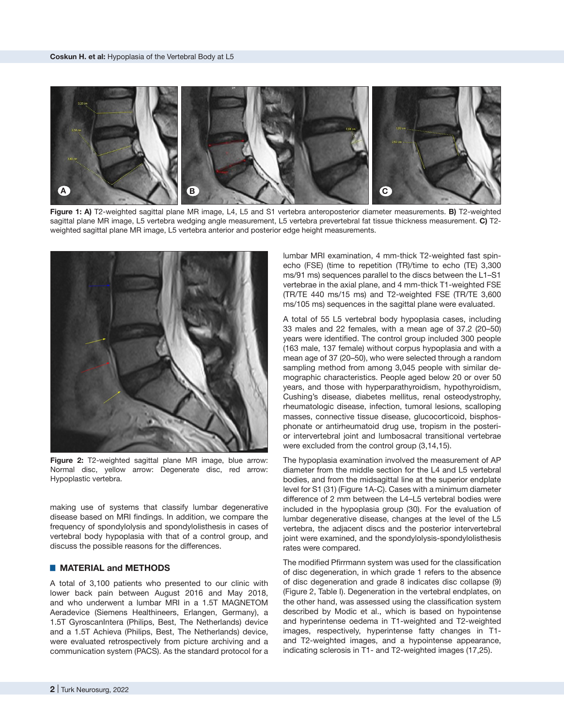**Figure 1: A)** T2-weighted sagittal plane MR image, L4, L5 and S1 vertebra anteroposterior diameter measurements. **B)** T2-weighted sagittal plane MR image, L5 vertebra wedging angle measurement, L5 vertebra prevertebral fat tissue thickness measurement. **C)** T2-weighted sagittal plane MR image, L5 vertebra anterior and posterior edge height measurements.

**Figure 2:** T2-weighted sagittal plane MR image, blue arrow: Normal disc, yellow arrow: Degenerate disc, red arrow: Hypoplastic vertebra.

making use of systems that classify lumbar degenerative disease based on MRI findings. In addition, we compare the frequency of spondylolysis and spondylolisthesis in cases of vertebral body hypoplasia with that of a control group, and discuss the possible reasons for the differences.

## MATERIAL and METHODS

A total of 3,100 patients who presented to our clinic with lower back pain between August 2016 and May 2018, and who underwent a lumbar MRI in a 1.5T MAGNETOM Aeradevice (Siemens Healthineers, Erlangen, Germany), a 1.5T GyroscanIntera (Philips, Best, The Netherlands) device and a 1.5T Achieva (Philips, Best, The Netherlands) device, were evaluated retrospectively from picture archiving and a communication system (PACS). As the standard protocol for a lumbar MRI examination, 4 mm-thick T2-weighted fast spin-echo (FSE) (time to repetition (TR)/time to echo (TE) 3,300 ms/91 ms) sequences parallel to the discs between the L1–S1 vertebrae in the axial plane, and 4 mm-thick T1-weighted FSE (TR/TE 440 ms/15 ms) and T2-weighted FSE (TR/TE 3,600 ms/105 ms) sequences in the sagittal plane were evaluated.

A total of 55 L5 vertebral body hypoplasia cases, including 33 males and 22 females, with a mean age of 37.2 (20–50) years were identified. The control group included 300 people (163 male, 137 female) without corpus hypoplasia and with a mean age of 37 (20–50), who were selected through a random sampling method from among 3,045 people with similar demographic characteristics. People aged below 20 or over 50 years, and those with hyperparathyroidism, hypothyroidism, Cushing's disease, diabetes mellitus, renal osteodystrophy, rheumatologic disease, infection, tumoral lesions, scalloping masses, connective tissue disease, glucocorticoid, bisphosphonate or antirheumatoid drug use, tropism in the posterior intervertebral joint and lumbosacral transitional vertebrae were excluded from the control group (3,14,15).

The hypoplasia examination involved the measurement of AP diameter from the middle section for the L4 and L5 vertebral bodies, and from the midsagittal line at the superior endplate level for S1 (31) (Figure 1A-C). Cases with a minimum diameter difference of 2 mm between the L4–L5 vertebral bodies were included in the hypoplasia group (30). For the evaluation of lumbar degenerative disease, changes at the level of the L5 vertebra, the adjacent discs and the posterior intervertebral joint were examined, and the spondylolysis-spondylolisthesis rates were compared.

The modified Pfirrmann system was used for the classification of disc degeneration, in which grade 1 refers to the absence of disc degeneration and grade 8 indicates disc collapse (9) (Figure 2, Table I). Degeneration in the vertebral endplates, on the other hand, was assessed using the classification system described by Modic et al., which is based on hypointense and hyperintense oedema in T1-weighted and T2-weighted images, respectively, hyperintense fatty changes in T1- and T2-weighted images, and a hypointense appearance, indicating sclerosis in T1- and T2-weighted images (17,25).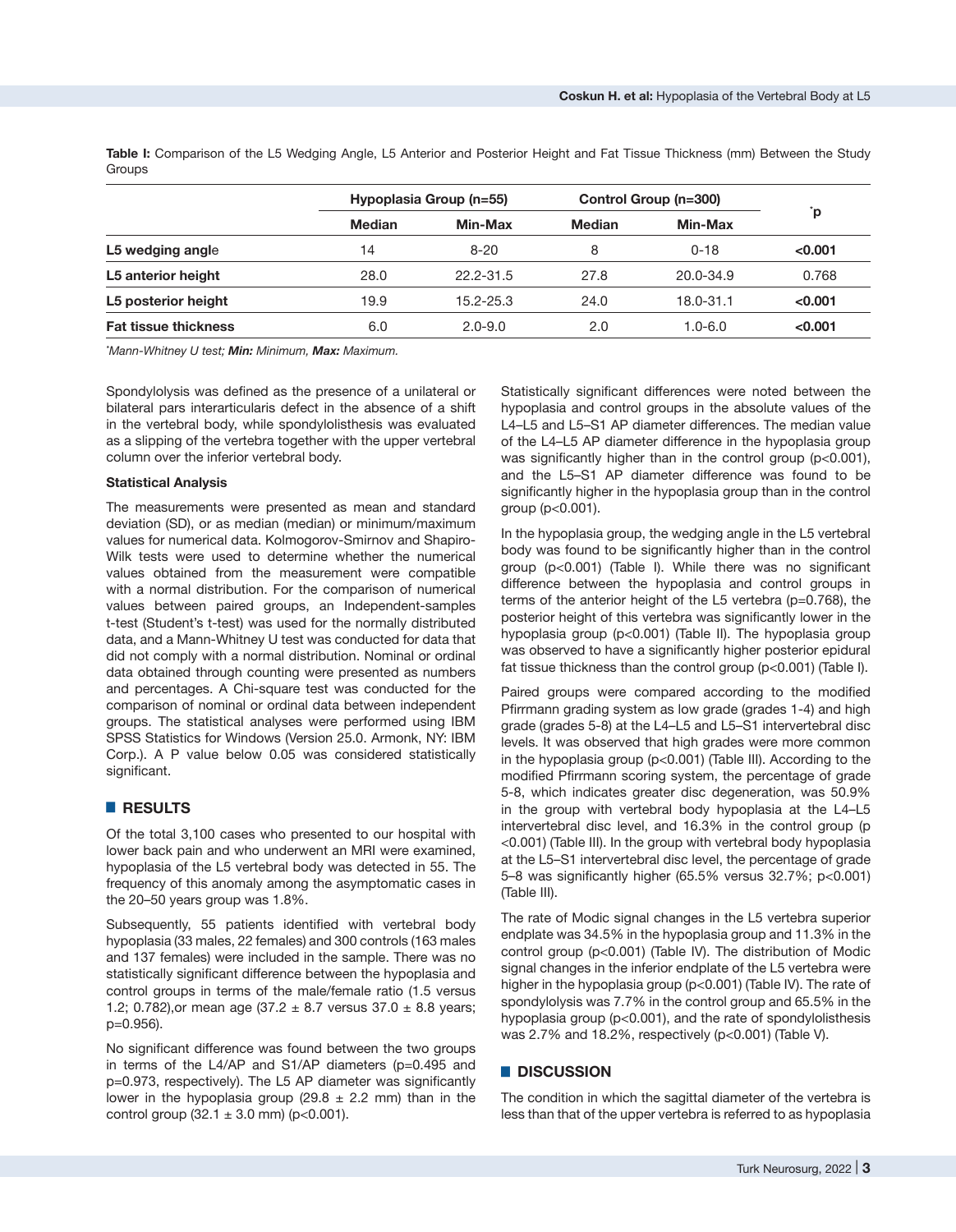**Table I:** Comparison of the L5 Wedging Angle, L5 Anterior and Posterior Height and Fat Tissue Thickness (mm) Between the Study Groups

| | Hypoplasia Group (n=55) | | Control Group (n=300) | | *p |
|---|---|---|---|---|---|
| | **Median** | **Min-Max** | **Median** | **Min-Max** | |
| **L5 wedging angle** | 14 | 8-20 | 8 | 0-18 | **<0.001** |
| **L5 anterior height** | 28.0 | 22.2-31.5 | 27.8 | 20.0-34.9 | 0.768 |
| **L5 posterior height** | 19.9 | 15.2-25.3 | 24.0 | 18.0-31.1 | **<0.001** |
| **Fat tissue thickness** | 6.0 | 2.0-9.0 | 2.0 | 1.0-6.0 | **<0.001** |

*\*Mann-Whitney U test;* ***Min:*** *Minimum,* ***Max:*** *Maximum.*

Spondylolysis was defined as the presence of a unilateral or bilateral pars interarticularis defect in the absence of a shift in the vertebral body, while spondylolisthesis was evaluated as a slipping of the vertebra together with the upper vertebral column over the inferior vertebral body.

### Statistical Analysis

The measurements were presented as mean and standard deviation (SD), or as median (median) or minimum/maximum values for numerical data. Kolmogorov-Smirnov and Shapiro-Wilk tests were used to determine whether the numerical values obtained from the measurement were compatible with a normal distribution. For the comparison of numerical values between paired groups, an Independent-samples t-test (Student's t-test) was used for the normally distributed data, and a Mann-Whitney U test was conducted for data that did not comply with a normal distribution. Nominal or ordinal data obtained through counting were presented as numbers and percentages. A Chi-square test was conducted for the comparison of nominal or ordinal data between independent groups. The statistical analyses were performed using IBM SPSS Statistics for Windows (Version 25.0. Armonk, NY: IBM Corp.). A P value below 0.05 was considered statistically significant.

## RESULTS

Of the total 3,100 cases who presented to our hospital with lower back pain and who underwent an MRI were examined, hypoplasia of the L5 vertebral body was detected in 55. The frequency of this anomaly among the asymptomatic cases in the 20–50 years group was 1.8%.

Subsequently, 55 patients identified with vertebral body hypoplasia (33 males, 22 females) and 300 controls (163 males and 137 females) were included in the sample. There was no statistically significant difference between the hypoplasia and control groups in terms of the male/female ratio (1.5 versus 1.2; 0.782),or mean age (37.2 ± 8.7 versus 37.0 ± 8.8 years; p=0.956).

No significant difference was found between the two groups in terms of the L4/AP and S1/AP diameters (p=0.495 and p=0.973, respectively). The L5 AP diameter was significantly lower in the hypoplasia group (29.8 ± 2.2 mm) than in the control group (32.1 ± 3.0 mm) (p<0.001).

Statistically significant differences were noted between the hypoplasia and control groups in the absolute values of the L4–L5 and L5–S1 AP diameter differences. The median value of the L4–L5 AP diameter difference in the hypoplasia group was significantly higher than in the control group (p<0.001), and the L5–S1 AP diameter difference was found to be significantly higher in the hypoplasia group than in the control group (p<0.001).

In the hypoplasia group, the wedging angle in the L5 vertebral body was found to be significantly higher than in the control group (p<0.001) (Table I). While there was no significant difference between the hypoplasia and control groups in terms of the anterior height of the L5 vertebra (p=0.768), the posterior height of this vertebra was significantly lower in the hypoplasia group (p<0.001) (Table II). The hypoplasia group was observed to have a significantly higher posterior epidural fat tissue thickness than the control group (p<0.001) (Table I).

Paired groups were compared according to the modified Pfirrmann grading system as low grade (grades 1-4) and high grade (grades 5-8) at the L4–L5 and L5–S1 intervertebral disc levels. It was observed that high grades were more common in the hypoplasia group (p<0.001) (Table III). According to the modified Pfirrmann scoring system, the percentage of grade 5-8, which indicates greater disc degeneration, was 50.9% in the group with vertebral body hypoplasia at the L4–L5 intervertebral disc level, and 16.3% in the control group (p <0.001) (Table III). In the group with vertebral body hypoplasia at the L5–S1 intervertebral disc level, the percentage of grade 5–8 was significantly higher (65.5% versus 32.7%; p<0.001) (Table III).

The rate of Modic signal changes in the L5 vertebra superior endplate was 34.5% in the hypoplasia group and 11.3% in the control group (p<0.001) (Table IV). The distribution of Modic signal changes in the inferior endplate of the L5 vertebra were higher in the hypoplasia group (p<0.001) (Table IV). The rate of spondylolysis was 7.7% in the control group and 65.5% in the hypoplasia group (p<0.001), and the rate of spondylolisthesis was 2.7% and 18.2%, respectively (p<0.001) (Table V).

## DISCUSSION

The condition in which the sagittal diameter of the vertebra is less than that of the upper vertebra is referred to as hypoplasia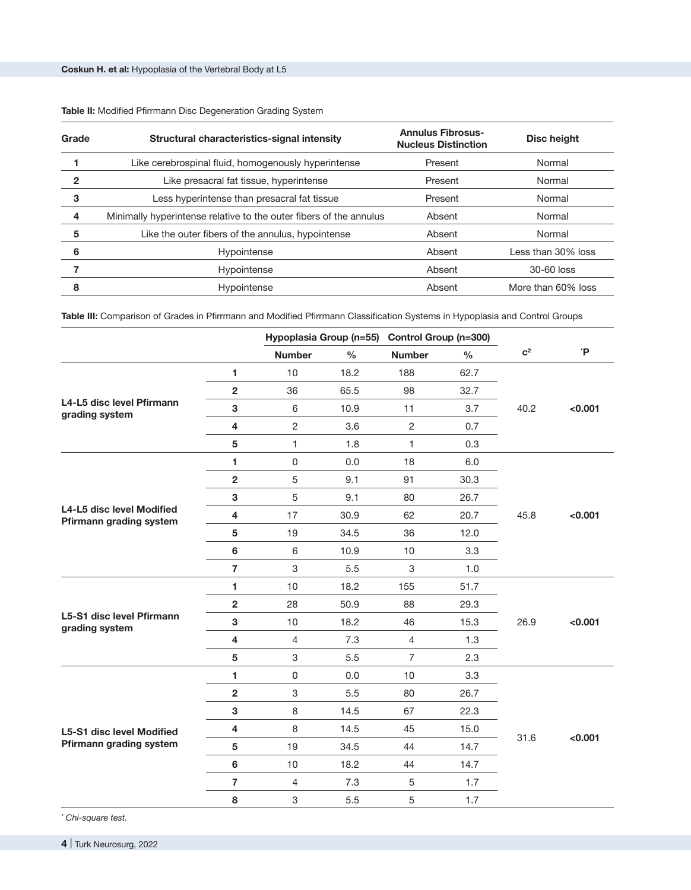**Table II:** Modified Pfirrmann Disc Degeneration Grading System

| Grade | Structural characteristics-signal intensity | Annulus Fibrosus-Nucleus Distinction | Disc height |
|---|---|---|---|
| 1 | Like cerebrospinal fluid, homogenously hyperintense | Present | Normal |
| 2 | Like presacral fat tissue, hyperintense | Present | Normal |
| 3 | Less hyperintense than presacral fat tissue | Present | Normal |
| 4 | Minimally hyperintense relative to the outer fibers of the annulus | Absent | Normal |
| 5 | Like the outer fibers of the annulus, hypointense | Absent | Normal |
| 6 | Hypointense | Absent | Less than 30% loss |
| 7 | Hypointense | Absent | 30-60 loss |
| 8 | Hypointense | Absent | More than 60% loss |

**Table III:** Comparison of Grades in Pfirrmann and Modified Pfirrmann Classification Systems in Hypoplasia and Control Groups

| | | Hypoplasia Group (n=55) | | Control Group (n=300) | | | |
|---|---|---|---|---|---|---|---|
| | | **Number** | **%** | **Number** | **%** | $c^2$ | *P |
| **L4-L5 disc level Pfirmann grading system** | **1** | 10 | 18.2 | 188 | 62.7 | 40.2 | **<0.001** |
| | **2** | 36 | 65.5 | 98 | 32.7 | | |
| | **3** | 6 | 10.9 | 11 | 3.7 | | |
| | **4** | 2 | 3.6 | 2 | 0.7 | | |
| | **5** | 1 | 1.8 | 1 | 0.3 | | |
| **L4-L5 disc level Modified Pfirmann grading system** | **1** | 0 | 0.0 | 18 | 6.0 | 45.8 | **<0.001** |
| | **2** | 5 | 9.1 | 91 | 30.3 | | |
| | **3** | 5 | 9.1 | 80 | 26.7 | | |
| | **4** | 17 | 30.9 | 62 | 20.7 | | |
| | **5** | 19 | 34.5 | 36 | 12.0 | | |
| | **6** | 6 | 10.9 | 10 | 3.3 | | |
| | **7** | 3 | 5.5 | 3 | 1.0 | | |
| **L5-S1 disc level Pfirmann grading system** | **1** | 10 | 18.2 | 155 | 51.7 | 26.9 | **<0.001** |
| | **2** | 28 | 50.9 | 88 | 29.3 | | |
| | **3** | 10 | 18.2 | 46 | 15.3 | | |
| | **4** | 4 | 7.3 | 4 | 1.3 | | |
| | **5** | 3 | 5.5 | 7 | 2.3 | | |
| **L5-S1 disc level Modified Pfirmann grading system** | **1** | 0 | 0.0 | 10 | 3.3 | 31.6 | **<0.001** |
| | **2** | 3 | 5.5 | 80 | 26.7 | | |
| | **3** | 8 | 14.5 | 67 | 22.3 | | |
| | **4** | 8 | 14.5 | 45 | 15.0 | | |
| | **5** | 19 | 34.5 | 44 | 14.7 | | |
| | **6** | 10 | 18.2 | 44 | 14.7 | | |
| | **7** | 4 | 7.3 | 5 | 1.7 | | |
| | **8** | 3 | 5.5 | 5 | 1.7 | | |

*\* Chi-square test.*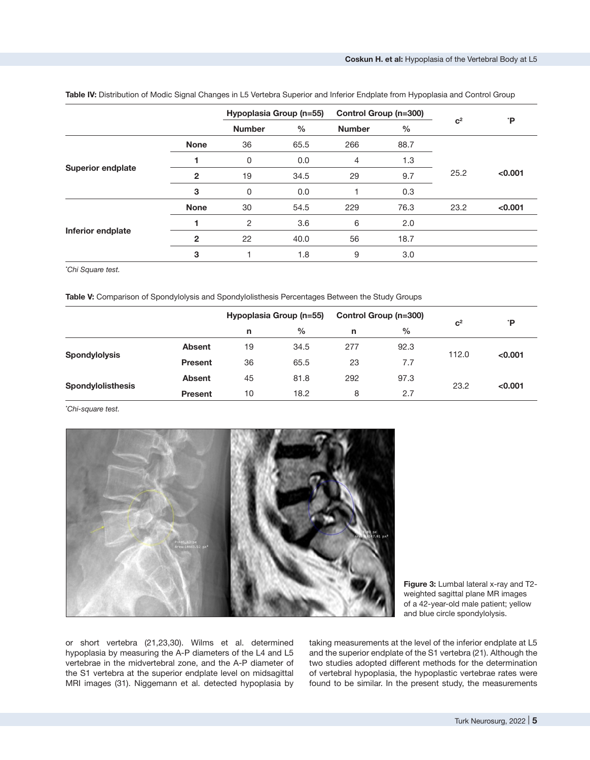**Table IV:** Distribution of Modic Signal Changes in L5 Vertebra Superior and Inferior Endplate from Hypoplasia and Control Group

| | | Hypoplasia Group (n=55) | | Control Group (n=300) | | $c^2$ | *P |
|---|---|---|---|---|---|---|---|
| | | Number | % | Number | % | | |
| Superior endplate | None | 36 | 65.5 | 266 | 88.7 | 25.2 | <0.001 |
| | 1 | 0 | 0.0 | 4 | 1.3 | | |
| | 2 | 19 | 34.5 | 29 | 9.7 | | |
| | 3 | 0 | 0.0 | 1 | 0.3 | | |
| Inferior endplate | None | 30 | 54.5 | 229 | 76.3 | 23.2 | <0.001 |
| | 1 | 2 | 3.6 | 6 | 2.0 | | |
| | 2 | 22 | 40.0 | 56 | 18.7 | | |
| | 3 | 1 | 1.8 | 9 | 3.0 | | |

*Chi Square test.

**Table V:** Comparison of Spondylolysis and Spondylolisthesis Percentages Between the Study Groups

| | | Hypoplasia Group (n=55) | | Control Group (n=300) | | $c^2$ | *P |
|---|---|---|---|---|---|---|---|
| | | n | % | n | % | | |
| Spondylolysis | Absent | 19 | 34.5 | 277 | 92.3 | 112.0 | <0.001 |
| | Present | 36 | 65.5 | 23 | 7.7 | | |
| Spondylolisthesis | Absent | 45 | 81.8 | 292 | 97.3 | 23.2 | <0.001 |
| | Present | 10 | 18.2 | 8 | 2.7 | | |

*Chi-square test.

**Figure 3:** Lumbal lateral x-ray and T2-weighted sagittal plane MR images of a 42-year-old male patient; yellow and blue circle spondylolysis.

or short vertebra (21,23,30). Wilms et al. determined hypoplasia by measuring the A-P diameters of the L4 and L5 vertebrae in the midvertebral zone, and the A-P diameter of the S1 vertebra at the superior endplate level on midsagittal MRI images (31). Niggemann et al. detected hypoplasia by taking measurements at the level of the inferior endplate at L5 and the superior endplate of the S1 vertebra (21). Although the two studies adopted different methods for the determination of vertebral hypoplasia, the hypoplastic vertebrae rates were found to be similar. In the present study, the measurements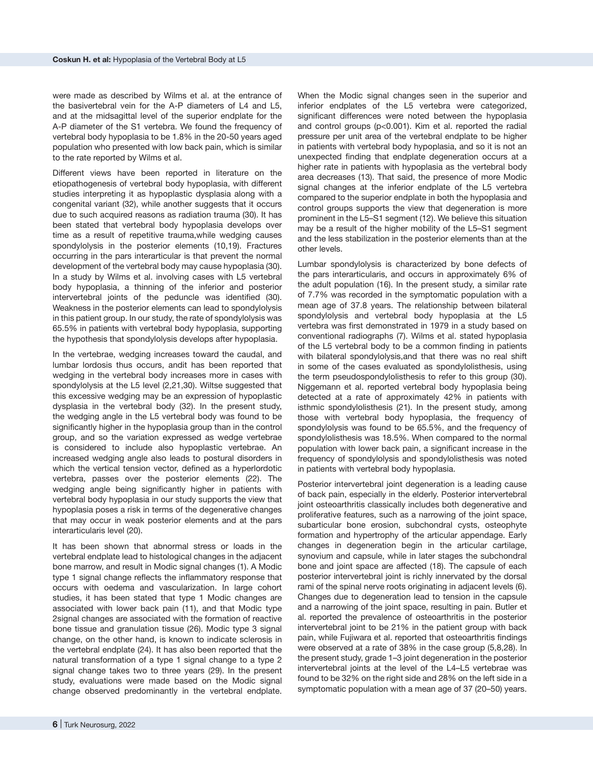were made as described by Wilms et al. at the entrance of the basivertebral vein for the A-P diameters of L4 and L5, and at the midsagittal level of the superior endplate for the A-P diameter of the S1 vertebra. We found the frequency of vertebral body hypoplasia to be 1.8% in the 20-50 years aged population who presented with low back pain, which is similar to the rate reported by Wilms et al.

Different views have been reported in literature on the etiopathogenesis of vertebral body hypoplasia, with different studies interpreting it as hypoplastic dysplasia along with a congenital variant (32), while another suggests that it occurs due to such acquired reasons as radiation trauma (30). It has been stated that vertebral body hypoplasia develops over time as a result of repetitive trauma,while wedging causes spondylolysis in the posterior elements (10,19). Fractures occurring in the pars interarticular is that prevent the normal development of the vertebral body may cause hypoplasia (30). In a study by Wilms et al. involving cases with L5 vertebral body hypoplasia, a thinning of the inferior and posterior intervertebral joints of the peduncle was identified (30). Weakness in the posterior elements can lead to spondylolysis in this patient group. In our study, the rate of spondylolysis was 65.5% in patients with vertebral body hypoplasia, supporting the hypothesis that spondylolysis develops after hypoplasia.

In the vertebrae, wedging increases toward the caudal, and lumbar lordosis thus occurs, andit has been reported that wedging in the vertebral body increases more in cases with spondylolysis at the L5 level (2,21,30). Wiltse suggested that this excessive wedging may be an expression of hypoplastic dysplasia in the vertebral body (32). In the present study, the wedging angle in the L5 vertebral body was found to be significantly higher in the hypoplasia group than in the control group, and so the variation expressed as wedge vertebrae is considered to include also hypoplastic vertebrae. An increased wedging angle also leads to postural disorders in which the vertical tension vector, defined as a hyperlordotic vertebra, passes over the posterior elements (22). The wedging angle being significantly higher in patients with vertebral body hypoplasia in our study supports the view that hypoplasia poses a risk in terms of the degenerative changes that may occur in weak posterior elements and at the pars interarticularis level (20).

It has been shown that abnormal stress or loads in the vertebral endplate lead to histological changes in the adjacent bone marrow, and result in Modic signal changes (1). A Modic type 1 signal change reflects the inflammatory response that occurs with oedema and vascularization. In large cohort studies, it has been stated that type 1 Modic changes are associated with lower back pain (11), and that Modic type 2signal changes are associated with the formation of reactive bone tissue and granulation tissue (26). Modic type 3 signal change, on the other hand, is known to indicate sclerosis in the vertebral endplate (24). It has also been reported that the natural transformation of a type 1 signal change to a type 2 signal change takes two to three years (29). In the present study, evaluations were made based on the Modic signal change observed predominantly in the vertebral endplate.

When the Modic signal changes seen in the superior and inferior endplates of the L5 vertebra were categorized, significant differences were noted between the hypoplasia and control groups (p<0.001). Kim et al. reported the radial pressure per unit area of the vertebral endplate to be higher in patients with vertebral body hypoplasia, and so it is not an unexpected finding that endplate degeneration occurs at a higher rate in patients with hypoplasia as the vertebral body area decreases (13). That said, the presence of more Modic signal changes at the inferior endplate of the L5 vertebra compared to the superior endplate in both the hypoplasia and control groups supports the view that degeneration is more prominent in the L5–S1 segment (12). We believe this situation may be a result of the higher mobility of the L5–S1 segment and the less stabilization in the posterior elements than at the other levels.

Lumbar spondylolysis is characterized by bone defects of the pars interarticularis, and occurs in approximately 6% of the adult population (16). In the present study, a similar rate of 7.7% was recorded in the symptomatic population with a mean age of 37.8 years. The relationship between bilateral spondylolysis and vertebral body hypoplasia at the L5 vertebra was first demonstrated in 1979 in a study based on conventional radiographs (7). Wilms et al. stated hypoplasia of the L5 vertebral body to be a common finding in patients with bilateral spondylolysis,and that there was no real shift in some of the cases evaluated as spondylolisthesis, using the term pseudospondylolisthesis to refer to this group (30). Niggemann et al. reported vertebral body hypoplasia being detected at a rate of approximately 42% in patients with isthmic spondylolisthesis (21). In the present study, among those with vertebral body hypoplasia, the frequency of spondylolysis was found to be 65.5%, and the frequency of spondylolisthesis was 18.5%. When compared to the normal population with lower back pain, a significant increase in the frequency of spondylolysis and spondylolisthesis was noted in patients with vertebral body hypoplasia.

Posterior intervertebral joint degeneration is a leading cause of back pain, especially in the elderly. Posterior intervertebral joint osteoarthritis classically includes both degenerative and proliferative features, such as a narrowing of the joint space, subarticular bone erosion, subchondral cysts, osteophyte formation and hypertrophy of the articular appendage. Early changes in degeneration begin in the articular cartilage, synovium and capsule, while in later stages the subchondral bone and joint space are affected (18). The capsule of each posterior intervertebral joint is richly innervated by the dorsal rami of the spinal nerve roots originating in adjacent levels (6). Changes due to degeneration lead to tension in the capsule and a narrowing of the joint space, resulting in pain. Butler et al. reported the prevalence of osteoarthritis in the posterior intervertebral joint to be 21% in the patient group with back pain, while Fujiwara et al. reported that osteoarthritis findings were observed at a rate of 38% in the case group (5,8,28). In the present study, grade 1–3 joint degeneration in the posterior intervertebral joints at the level of the L4–L5 vertebrae was found to be 32% on the right side and 28% on the left side in a symptomatic population with a mean age of 37 (20–50) years.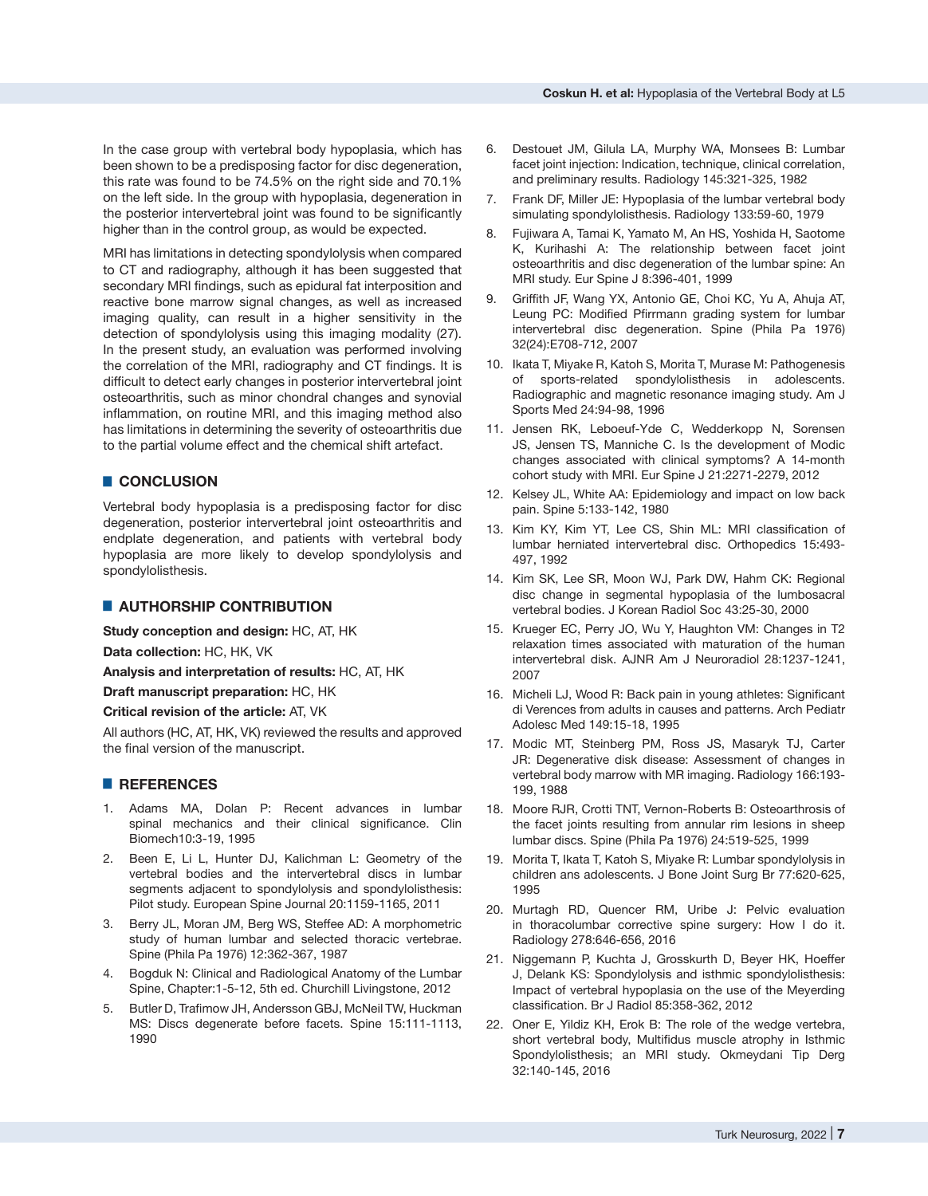In the case group with vertebral body hypoplasia, which has been shown to be a predisposing factor for disc degeneration, this rate was found to be 74.5% on the right side and 70.1% on the left side. In the group with hypoplasia, degeneration in the posterior intervertebral joint was found to be significantly higher than in the control group, as would be expected.

MRI has limitations in detecting spondylolysis when compared to CT and radiography, although it has been suggested that secondary MRI findings, such as epidural fat interposition and reactive bone marrow signal changes, as well as increased imaging quality, can result in a higher sensitivity in the detection of spondylolysis using this imaging modality (27). In the present study, an evaluation was performed involving the correlation of the MRI, radiography and CT findings. It is difficult to detect early changes in posterior intervertebral joint osteoarthritis, such as minor chondral changes and synovial inflammation, on routine MRI, and this imaging method also has limitations in determining the severity of osteoarthritis due to the partial volume effect and the chemical shift artefact.

## CONCLUSION

Vertebral body hypoplasia is a predisposing factor for disc degeneration, posterior intervertebral joint osteoarthritis and endplate degeneration, and patients with vertebral body hypoplasia are more likely to develop spondylolysis and spondylolisthesis.

## AUTHORSHIP CONTRIBUTION

**Study conception and design:** HC, AT, HK

**Data collection:** HC, HK, VK

**Analysis and interpretation of results:** HC, AT, HK

**Draft manuscript preparation:** HC, HK

**Critical revision of the article:** AT, VK

All authors (HC, AT, HK, VK) reviewed the results and approved the final version of the manuscript.

## REFERENCES

1. Adams MA, Dolan P: Recent advances in lumbar spinal mechanics and their clinical significance. Clin Biomech10:3-19, 1995
2. Been E, Li L, Hunter DJ, Kalichman L: Geometry of the vertebral bodies and the intervertebral discs in lumbar segments adjacent to spondylolysis and spondylolisthesis: Pilot study. European Spine Journal 20:1159-1165, 2011
3. Berry JL, Moran JM, Berg WS, Steffee AD: A morphometric study of human lumbar and selected thoracic vertebrae. Spine (Phila Pa 1976) 12:362-367, 1987
4. Bogduk N: Clinical and Radiological Anatomy of the Lumbar Spine, Chapter:1-5-12, 5th ed. Churchill Livingstone, 2012
5. Butler D, Trafimow JH, Andersson GBJ, McNeil TW, Huckman MS: Discs degenerate before facets. Spine 15:111-1113, 1990
6. Destouet JM, Gilula LA, Murphy WA, Monsees B: Lumbar facet joint injection: Indication, technique, clinical correlation, and preliminary results. Radiology 145:321-325, 1982
7. Frank DF, Miller JE: Hypoplasia of the lumbar vertebral body simulating spondylolisthesis. Radiology 133:59-60, 1979
8. Fujiwara A, Tamai K, Yamato M, An HS, Yoshida H, Saotome K, Kurihashi A: The relationship between facet joint osteoarthritis and disc degeneration of the lumbar spine: An MRI study. Eur Spine J 8:396-401, 1999
9. Griffith JF, Wang YX, Antonio GE, Choi KC, Yu A, Ahuja AT, Leung PC: Modified Pfirrmann grading system for lumbar intervertebral disc degeneration. Spine (Phila Pa 1976) 32(24):E708-712, 2007
10. Ikata T, Miyake R, Katoh S, Morita T, Murase M: Pathogenesis of sports-related spondylolisthesis in adolescents. Radiographic and magnetic resonance imaging study. Am J Sports Med 24:94-98, 1996
11. Jensen RK, Leboeuf-Yde C, Wedderkopp N, Sorensen JS, Jensen TS, Manniche C. Is the development of Modic changes associated with clinical symptoms? A 14-month cohort study with MRI. Eur Spine J 21:2271-2279, 2012
12. Kelsey JL, White AA: Epidemiology and impact on low back pain. Spine 5:133-142, 1980
13. Kim KY, Kim YT, Lee CS, Shin ML: MRI classification of lumbar herniated intervertebral disc. Orthopedics 15:493-497, 1992
14. Kim SK, Lee SR, Moon WJ, Park DW, Hahm CK: Regional disc change in segmental hypoplasia of the lumbosacral vertebral bodies. J Korean Radiol Soc 43:25-30, 2000
15. Krueger EC, Perry JO, Wu Y, Haughton VM: Changes in T2 relaxation times associated with maturation of the human intervertebral disk. AJNR Am J Neuroradiol 28:1237-1241, 2007
16. Micheli LJ, Wood R: Back pain in young athletes: Significant di Verences from adults in causes and patterns. Arch Pediatr Adolesc Med 149:15-18, 1995
17. Modic MT, Steinberg PM, Ross JS, Masaryk TJ, Carter JR: Degenerative disk disease: Assessment of changes in vertebral body marrow with MR imaging. Radiology 166:193-199, 1988
18. Moore RJR, Crotti TNT, Vernon-Roberts B: Osteoarthrosis of the facet joints resulting from annular rim lesions in sheep lumbar discs. Spine (Phila Pa 1976) 24:519-525, 1999
19. Morita T, Ikata T, Katoh S, Miyake R: Lumbar spondylolysis in children ans adolescents. J Bone Joint Surg Br 77:620-625, 1995
20. Murtagh RD, Quencer RM, Uribe J: Pelvic evaluation in thoracolumbar corrective spine surgery: How I do it. Radiology 278:646-656, 2016
21. Niggemann P, Kuchta J, Grosskurth D, Beyer HK, Hoeffer J, Delank KS: Spondylolysis and isthmic spondylolisthesis: Impact of vertebral hypoplasia on the use of the Meyerding classification. Br J Radiol 85:358-362, 2012
22. Oner E, Yildiz KH, Erok B: The role of the wedge vertebra, short vertebral body, Multifidus muscle atrophy in Isthmic Spondylolisthesis; an MRI study. Okmeydani Tip Derg 32:140-145, 2016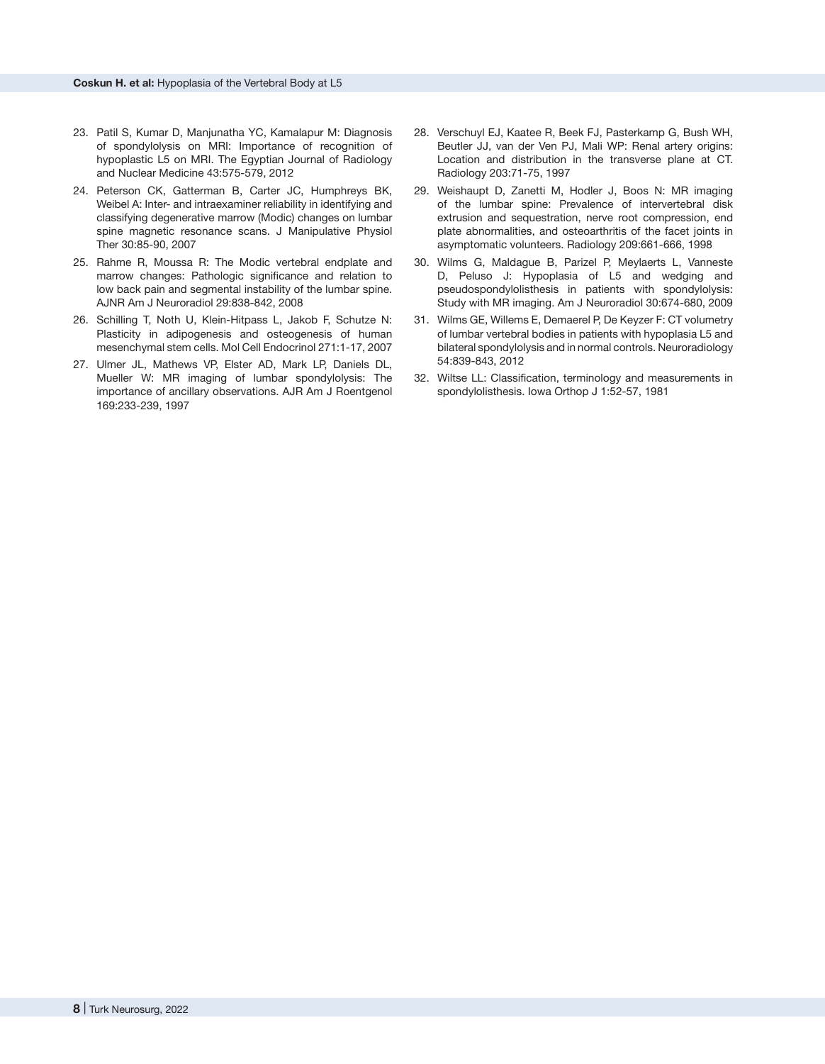23. Patil S, Kumar D, Manjunatha YC, Kamalapur M: Diagnosis of spondylolysis on MRI: Importance of recognition of hypoplastic L5 on MRI. The Egyptian Journal of Radiology and Nuclear Medicine 43:575-579, 2012
24. Peterson CK, Gatterman B, Carter JC, Humphreys BK, Weibel A: Inter- and intraexaminer reliability in identifying and classifying degenerative marrow (Modic) changes on lumbar spine magnetic resonance scans. J Manipulative Physiol Ther 30:85-90, 2007
25. Rahme R, Moussa R: The Modic vertebral endplate and marrow changes: Pathologic significance and relation to low back pain and segmental instability of the lumbar spine. AJNR Am J Neuroradiol 29:838-842, 2008
26. Schilling T, Noth U, Klein-Hitpass L, Jakob F, Schutze N: Plasticity in adipogenesis and osteogenesis of human mesenchymal stem cells. Mol Cell Endocrinol 271:1-17, 2007
27. Ulmer JL, Mathews VP, Elster AD, Mark LP, Daniels DL, Mueller W: MR imaging of lumbar spondylolysis: The importance of ancillary observations. AJR Am J Roentgenol 169:233-239, 1997
28. Verschuyl EJ, Kaatee R, Beek FJ, Pasterkamp G, Bush WH, Beutler JJ, van der Ven PJ, Mali WP: Renal artery origins: Location and distribution in the transverse plane at CT. Radiology 203:71-75, 1997
29. Weishaupt D, Zanetti M, Hodler J, Boos N: MR imaging of the lumbar spine: Prevalence of intervertebral disk extrusion and sequestration, nerve root compression, end plate abnormalities, and osteoarthritis of the facet joints in asymptomatic volunteers. Radiology 209:661-666, 1998
30. Wilms G, Maldague B, Parizel P, Meylaerts L, Vanneste D, Peluso J: Hypoplasia of L5 and wedging and pseudospondylolisthesis in patients with spondylolysis: Study with MR imaging. Am J Neuroradiol 30:674-680, 2009
31. Wilms GE, Willems E, Demaerel P, De Keyzer F: CT volumetry of lumbar vertebral bodies in patients with hypoplasia L5 and bilateral spondylolysis and in normal controls. Neuroradiology 54:839-843, 2012
32. Wiltse LL: Classification, terminology and measurements in spondylolisthesis. Iowa Orthop J 1:52-57, 1981